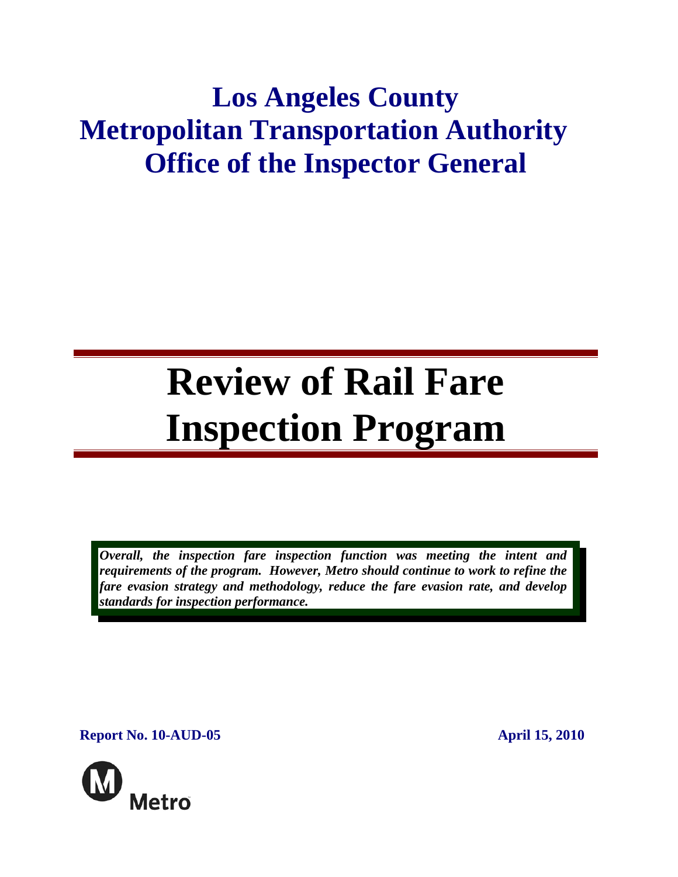# Los Angeles County Metropolitan Transportation Authority Office of the Inspector General

# Review of Rail Fare Inspection Program

***Overall, the inspection fare inspection function was meeting the intent and requirements of the program. However, Metro should continue to work to refine the fare evasion strategy and methodology, reduce the fare evasion rate, and develop standards for inspection performance.***

**Report No. 10-AUD-05** **April 15, 2010**

Metro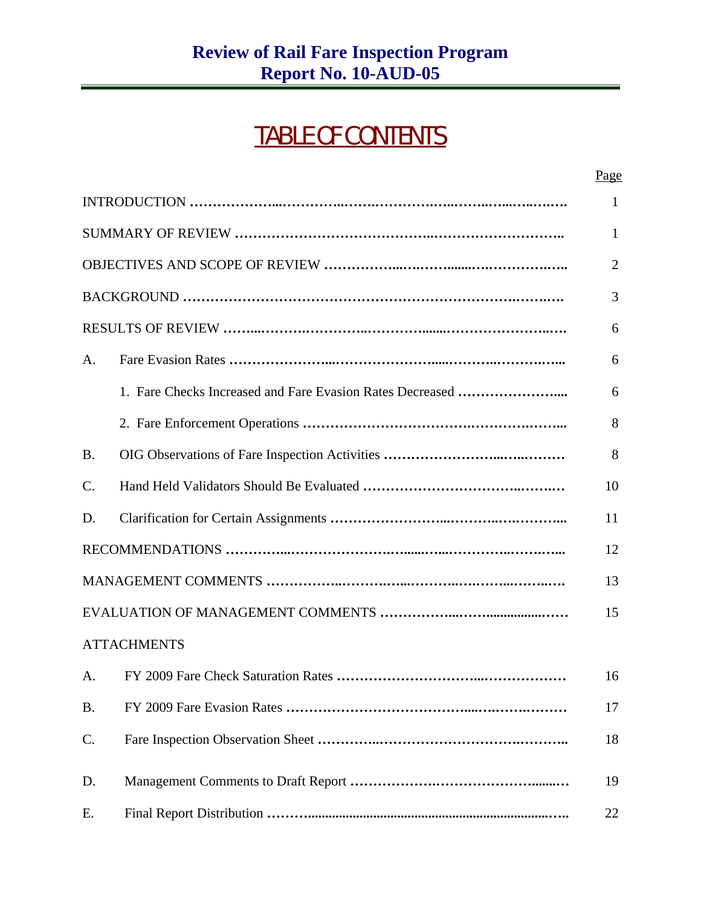**Review of Rail Fare Inspection Program**
**Report No. 10-AUD-05**

# TABLE OF CONTENTS

| | | Page |
|---|---|---|
| INTRODUCTION | | 1 |
| SUMMARY OF REVIEW | | 1 |
| OBJECTIVES AND SCOPE OF REVIEW | | 2 |
| BACKGROUND | | 3 |
| RESULTS OF REVIEW | | 6 |
| A. | Fare Evasion Rates | 6 |
| | 1. Fare Checks Increased and Fare Evasion Rates Decreased | 6 |
| | 2. Fare Enforcement Operations | 8 |
| B. | OIG Observations of Fare Inspection Activities | 8 |
| C. | Hand Held Validators Should Be Evaluated | 10 |
| D. | Clarification for Certain Assignments | 11 |
| RECOMMENDATIONS | | 12 |
| MANAGEMENT COMMENTS | | 13 |
| EVALUATION OF MANAGEMENT COMMENTS | | 15 |
| ATTACHMENTS | | |
| A. | FY 2009 Fare Check Saturation Rates | 16 |
| B. | FY 2009 Fare Evasion Rates | 17 |
| C. | Fare Inspection Observation Sheet | 18 |
| D. | Management Comments to Draft Report | 19 |
| E. | Final Report Distribution | 22 |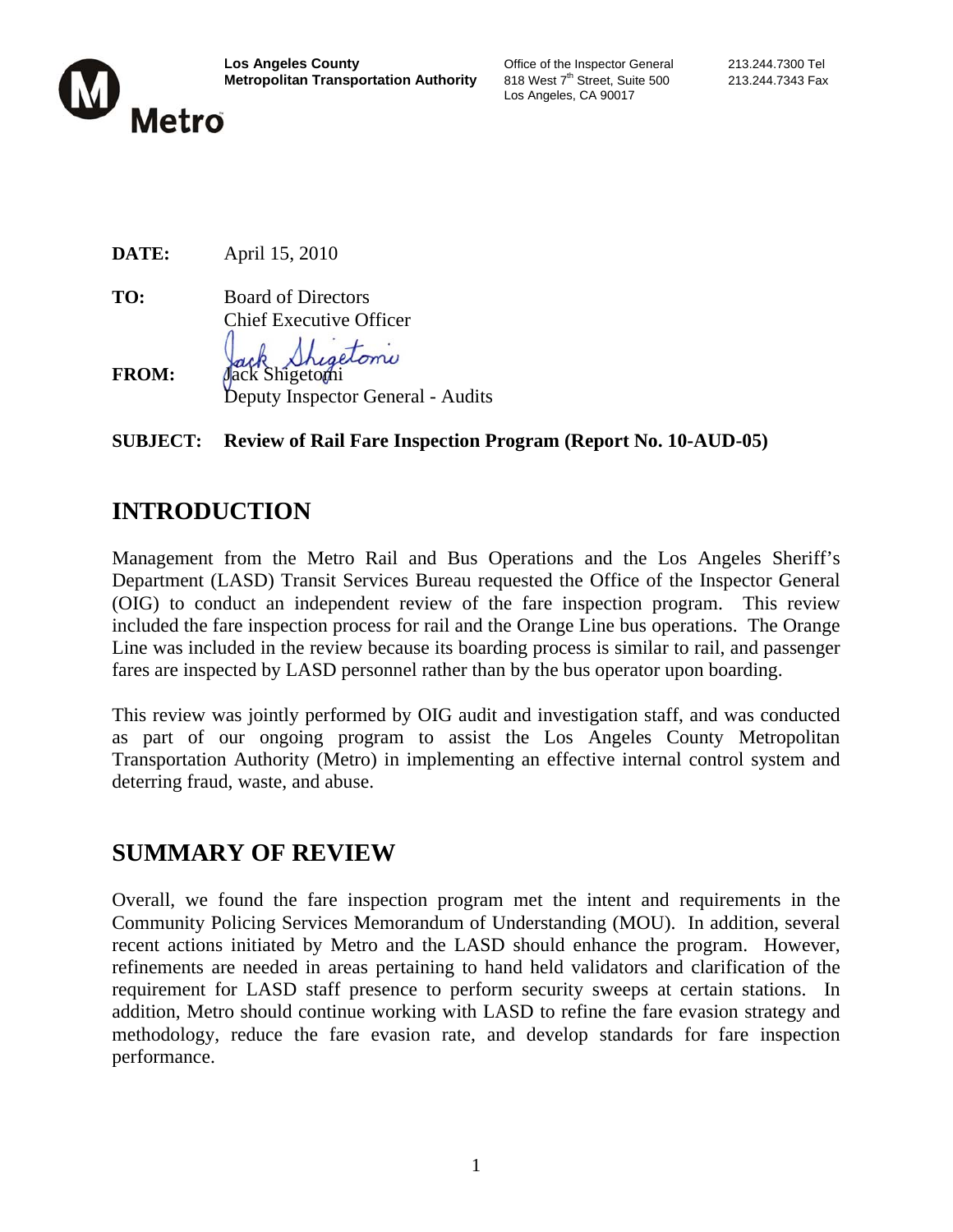**Los Angeles County**
**Metropolitan Transportation Authority**

Office of the Inspector General
818 West 7th Street, Suite 500
Los Angeles, CA 90017

213.244.7300 Tel
213.244.7343 Fax

**DATE:** April 15, 2010

**TO:** Board of Directors
Chief Executive Officer

**FROM:** Jack Shigetomi
Deputy Inspector General - Audits

**SUBJECT: Review of Rail Fare Inspection Program (Report No. 10-AUD-05)**

# INTRODUCTION

Management from the Metro Rail and Bus Operations and the Los Angeles Sheriff's Department (LASD) Transit Services Bureau requested the Office of the Inspector General (OIG) to conduct an independent review of the fare inspection program. This review included the fare inspection process for rail and the Orange Line bus operations. The Orange Line was included in the review because its boarding process is similar to rail, and passenger fares are inspected by LASD personnel rather than by the bus operator upon boarding.

This review was jointly performed by OIG audit and investigation staff, and was conducted as part of our ongoing program to assist the Los Angeles County Metropolitan Transportation Authority (Metro) in implementing an effective internal control system and deterring fraud, waste, and abuse.

# SUMMARY OF REVIEW

Overall, we found the fare inspection program met the intent and requirements in the Community Policing Services Memorandum of Understanding (MOU). In addition, several recent actions initiated by Metro and the LASD should enhance the program. However, refinements are needed in areas pertaining to hand held validators and clarification of the requirement for LASD staff presence to perform security sweeps at certain stations. In addition, Metro should continue working with LASD to refine the fare evasion strategy and methodology, reduce the fare evasion rate, and develop standards for fare inspection performance.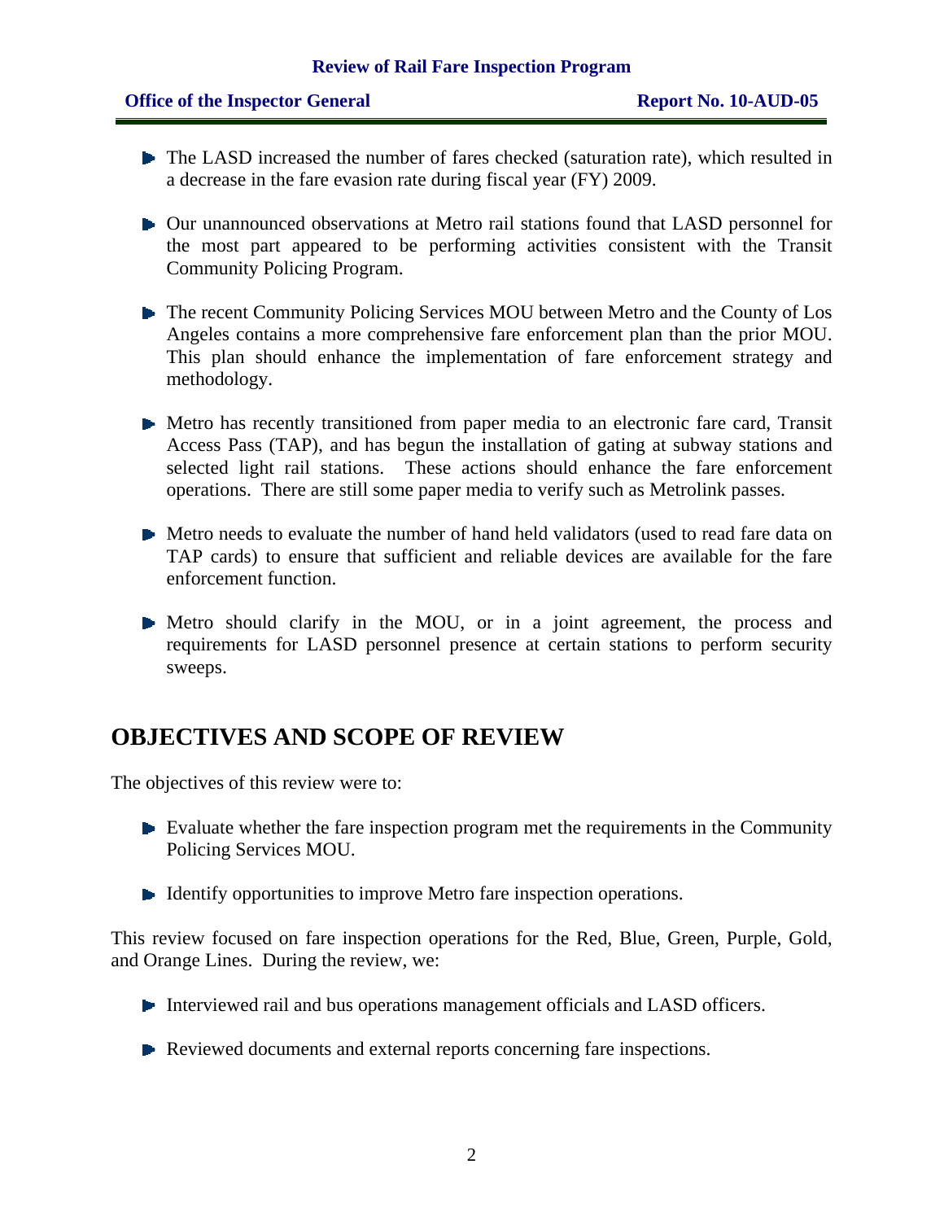- The LASD increased the number of fares checked (saturation rate), which resulted in a decrease in the fare evasion rate during fiscal year (FY) 2009.

- Our unannounced observations at Metro rail stations found that LASD personnel for the most part appeared to be performing activities consistent with the Transit Community Policing Program.

- The recent Community Policing Services MOU between Metro and the County of Los Angeles contains a more comprehensive fare enforcement plan than the prior MOU. This plan should enhance the implementation of fare enforcement strategy and methodology.

- Metro has recently transitioned from paper media to an electronic fare card, Transit Access Pass (TAP), and has begun the installation of gating at subway stations and selected light rail stations. These actions should enhance the fare enforcement operations. There are still some paper media to verify such as Metrolink passes.

- Metro needs to evaluate the number of hand held validators (used to read fare data on TAP cards) to ensure that sufficient and reliable devices are available for the fare enforcement function.

- Metro should clarify in the MOU, or in a joint agreement, the process and requirements for LASD personnel presence at certain stations to perform security sweeps.

## OBJECTIVES AND SCOPE OF REVIEW

The objectives of this review were to:

- Evaluate whether the fare inspection program met the requirements in the Community Policing Services MOU.

- Identify opportunities to improve Metro fare inspection operations.

This review focused on fare inspection operations for the Red, Blue, Green, Purple, Gold, and Orange Lines. During the review, we:

- Interviewed rail and bus operations management officials and LASD officers.

- Reviewed documents and external reports concerning fare inspections.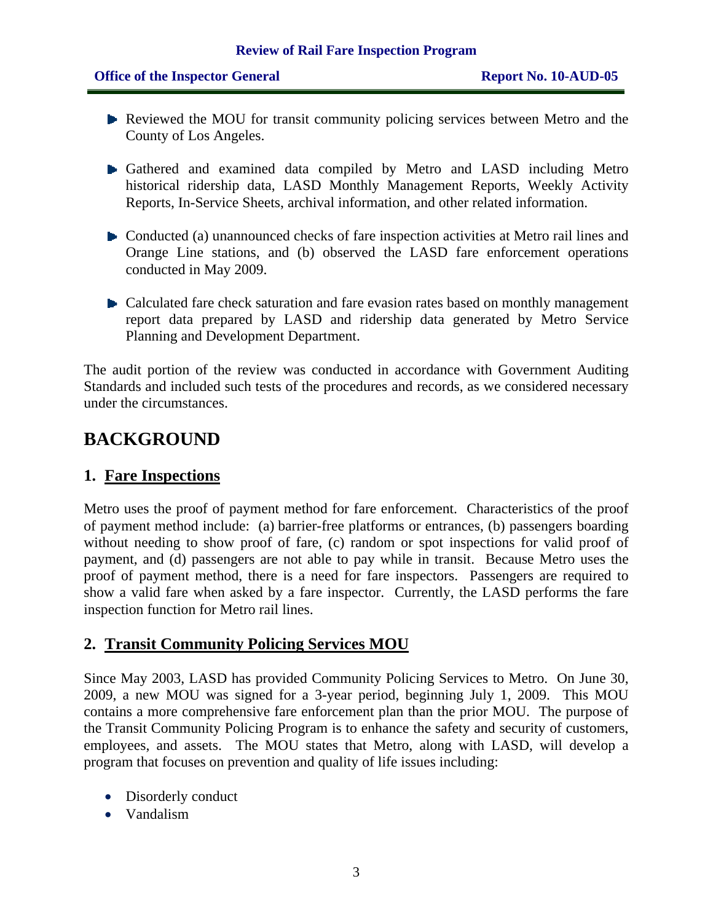- Reviewed the MOU for transit community policing services between Metro and the County of Los Angeles.

- Gathered and examined data compiled by Metro and LASD including Metro historical ridership data, LASD Monthly Management Reports, Weekly Activity Reports, In-Service Sheets, archival information, and other related information.

- Conducted (a) unannounced checks of fare inspection activities at Metro rail lines and Orange Line stations, and (b) observed the LASD fare enforcement operations conducted in May 2009.

- Calculated fare check saturation and fare evasion rates based on monthly management report data prepared by LASD and ridership data generated by Metro Service Planning and Development Department.

The audit portion of the review was conducted in accordance with Government Auditing Standards and included such tests of the procedures and records, as we considered necessary under the circumstances.

# BACKGROUND

## 1. Fare Inspections

Metro uses the proof of payment method for fare enforcement. Characteristics of the proof of payment method include: (a) barrier-free platforms or entrances, (b) passengers boarding without needing to show proof of fare, (c) random or spot inspections for valid proof of payment, and (d) passengers are not able to pay while in transit. Because Metro uses the proof of payment method, there is a need for fare inspectors. Passengers are required to show a valid fare when asked by a fare inspector. Currently, the LASD performs the fare inspection function for Metro rail lines.

## 2. Transit Community Policing Services MOU

Since May 2003, LASD has provided Community Policing Services to Metro. On June 30, 2009, a new MOU was signed for a 3-year period, beginning July 1, 2009. This MOU contains a more comprehensive fare enforcement plan than the prior MOU. The purpose of the Transit Community Policing Program is to enhance the safety and security of customers, employees, and assets. The MOU states that Metro, along with LASD, will develop a program that focuses on prevention and quality of life issues including:

- Disorderly conduct
- Vandalism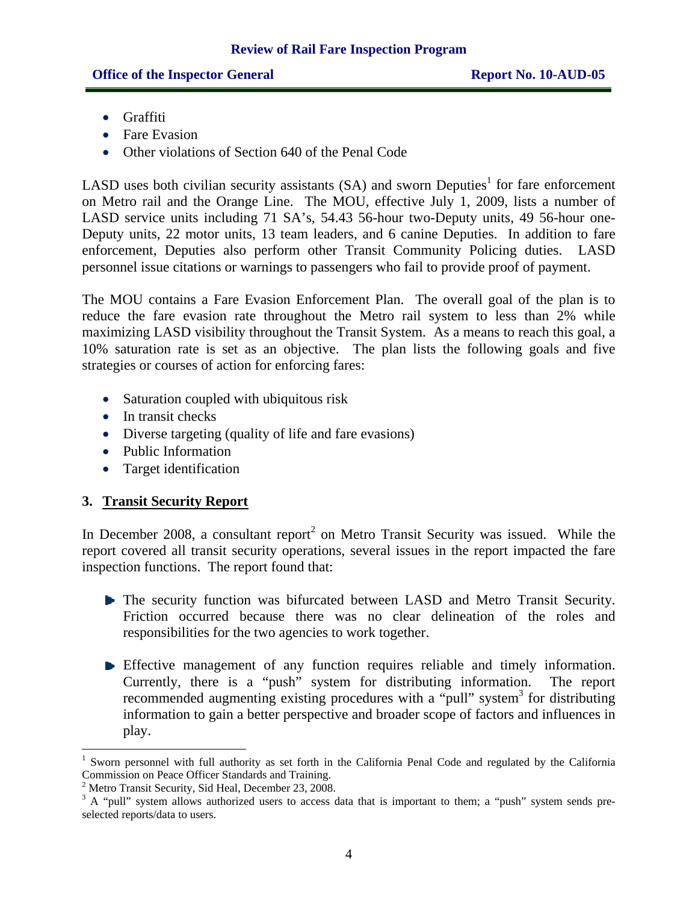- Graffiti
- Fare Evasion
- Other violations of Section 640 of the Penal Code

LASD uses both civilian security assistants (SA) and sworn Deputies[1] for fare enforcement on Metro rail and the Orange Line. The MOU, effective July 1, 2009, lists a number of LASD service units including 71 SA's, 54.43 56-hour two-Deputy units, 49 56-hour one-Deputy units, 22 motor units, 13 team leaders, and 6 canine Deputies. In addition to fare enforcement, Deputies also perform other Transit Community Policing duties. LASD personnel issue citations or warnings to passengers who fail to provide proof of payment.

The MOU contains a Fare Evasion Enforcement Plan. The overall goal of the plan is to reduce the fare evasion rate throughout the Metro rail system to less than 2% while maximizing LASD visibility throughout the Transit System. As a means to reach this goal, a 10% saturation rate is set as an objective. The plan lists the following goals and five strategies or courses of action for enforcing fares:

- Saturation coupled with ubiquitous risk
- In transit checks
- Diverse targeting (quality of life and fare evasions)
- Public Information
- Target identification

## 3. Transit Security Report

In December 2008, a consultant report[2] on Metro Transit Security was issued. While the report covered all transit security operations, several issues in the report impacted the fare inspection functions. The report found that:

- The security function was bifurcated between LASD and Metro Transit Security. Friction occurred because there was no clear delineation of the roles and responsibilities for the two agencies to work together.

- Effective management of any function requires reliable and timely information. Currently, there is a "push" system for distributing information. The report recommended augmenting existing procedures with a "pull" system[3] for distributing information to gain a better perspective and broader scope of factors and influences in play.

---

[1] Sworn personnel with full authority as set forth in the California Penal Code and regulated by the California Commission on Peace Officer Standards and Training.

[2] Metro Transit Security, Sid Heal, December 23, 2008.

[3] A "pull" system allows authorized users to access data that is important to them; a "push" system sends pre-selected reports/data to users.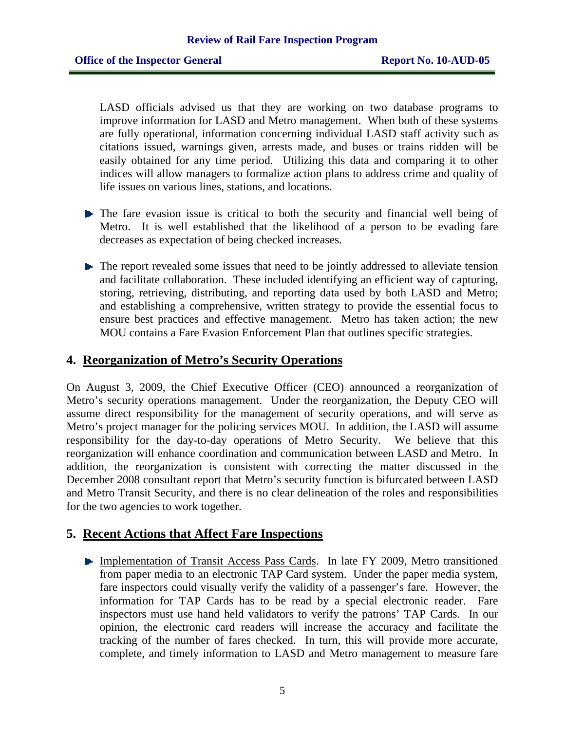LASD officials advised us that they are working on two database programs to improve information for LASD and Metro management. When both of these systems are fully operational, information concerning individual LASD staff activity such as citations issued, warnings given, arrests made, and buses or trains ridden will be easily obtained for any time period. Utilizing this data and comparing it to other indices will allow managers to formalize action plans to address crime and quality of life issues on various lines, stations, and locations.

- The fare evasion issue is critical to both the security and financial well being of Metro. It is well established that the likelihood of a person to be evading fare decreases as expectation of being checked increases.

- The report revealed some issues that need to be jointly addressed to alleviate tension and facilitate collaboration. These included identifying an efficient way of capturing, storing, retrieving, distributing, and reporting data used by both LASD and Metro; and establishing a comprehensive, written strategy to provide the essential focus to ensure best practices and effective management. Metro has taken action; the new MOU contains a Fare Evasion Enforcement Plan that outlines specific strategies.

## 4. Reorganization of Metro's Security Operations

On August 3, 2009, the Chief Executive Officer (CEO) announced a reorganization of Metro's security operations management. Under the reorganization, the Deputy CEO will assume direct responsibility for the management of security operations, and will serve as Metro's project manager for the policing services MOU. In addition, the LASD will assume responsibility for the day-to-day operations of Metro Security. We believe that this reorganization will enhance coordination and communication between LASD and Metro. In addition, the reorganization is consistent with correcting the matter discussed in the December 2008 consultant report that Metro's security function is bifurcated between LASD and Metro Transit Security, and there is no clear delineation of the roles and responsibilities for the two agencies to work together.

## 5. Recent Actions that Affect Fare Inspections

- Implementation of Transit Access Pass Cards. In late FY 2009, Metro transitioned from paper media to an electronic TAP Card system. Under the paper media system, fare inspectors could visually verify the validity of a passenger's fare. However, the information for TAP Cards has to be read by a special electronic reader. Fare inspectors must use hand held validators to verify the patrons' TAP Cards. In our opinion, the electronic card readers will increase the accuracy and facilitate the tracking of the number of fares checked. In turn, this will provide more accurate, complete, and timely information to LASD and Metro management to measure fare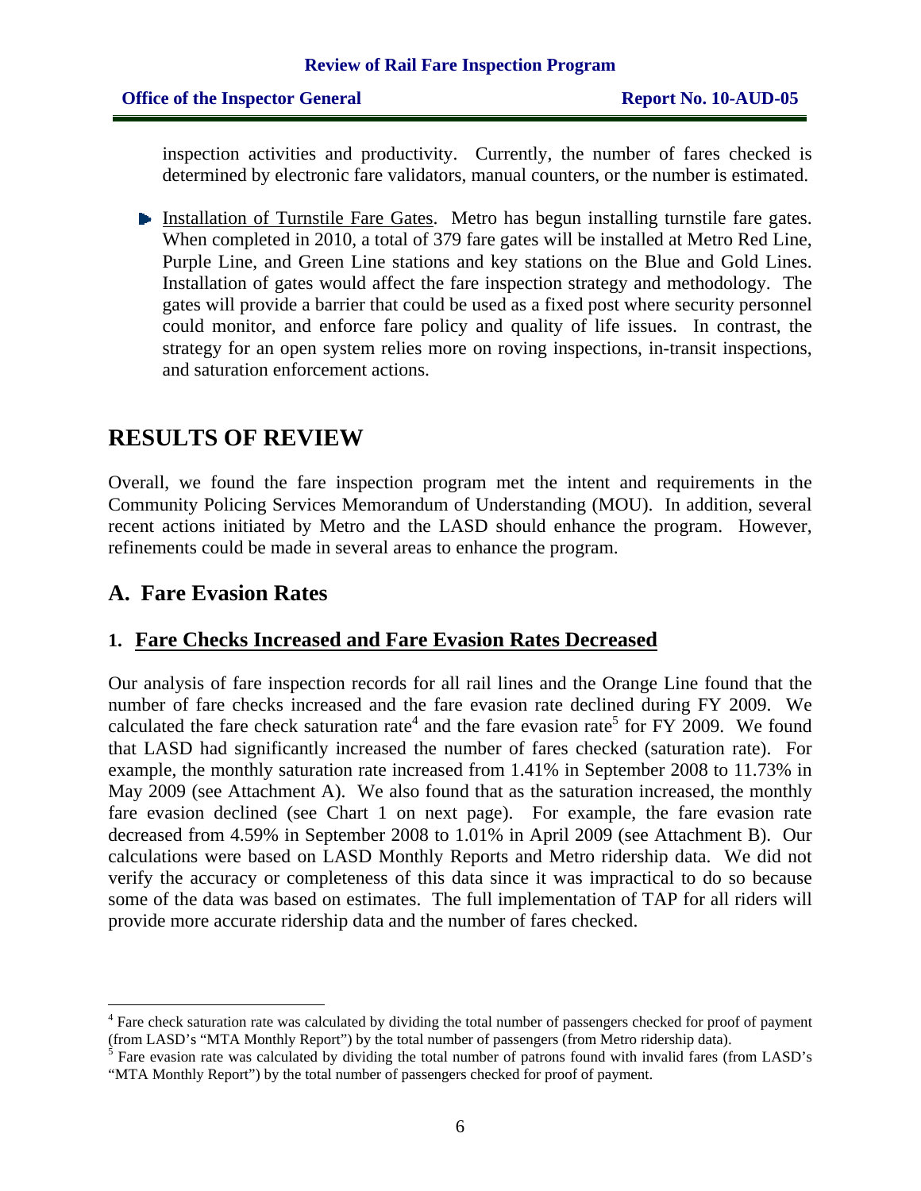inspection activities and productivity. Currently, the number of fares checked is determined by electronic fare validators, manual counters, or the number is estimated.

- Installation of Turnstile Fare Gates. Metro has begun installing turnstile fare gates. When completed in 2010, a total of 379 fare gates will be installed at Metro Red Line, Purple Line, and Green Line stations and key stations on the Blue and Gold Lines. Installation of gates would affect the fare inspection strategy and methodology. The gates will provide a barrier that could be used as a fixed post where security personnel could monitor, and enforce fare policy and quality of life issues. In contrast, the strategy for an open system relies more on roving inspections, in-transit inspections, and saturation enforcement actions.

# RESULTS OF REVIEW

Overall, we found the fare inspection program met the intent and requirements in the Community Policing Services Memorandum of Understanding (MOU). In addition, several recent actions initiated by Metro and the LASD should enhance the program. However, refinements could be made in several areas to enhance the program.

## A. Fare Evasion Rates

### 1. Fare Checks Increased and Fare Evasion Rates Decreased

Our analysis of fare inspection records for all rail lines and the Orange Line found that the number of fare checks increased and the fare evasion rate declined during FY 2009. We calculated the fare check saturation rate[4] and the fare evasion rate[5] for FY 2009. We found that LASD had significantly increased the number of fares checked (saturation rate). For example, the monthly saturation rate increased from 1.41% in September 2008 to 11.73% in May 2009 (see Attachment A). We also found that as the saturation increased, the monthly fare evasion declined (see Chart 1 on next page). For example, the fare evasion rate decreased from 4.59% in September 2008 to 1.01% in April 2009 (see Attachment B). Our calculations were based on LASD Monthly Reports and Metro ridership data. We did not verify the accuracy or completeness of this data since it was impractical to do so because some of the data was based on estimates. The full implementation of TAP for all riders will provide more accurate ridership data and the number of fares checked.

---

[4] Fare check saturation rate was calculated by dividing the total number of passengers checked for proof of payment (from LASD's "MTA Monthly Report") by the total number of passengers (from Metro ridership data).

[5] Fare evasion rate was calculated by dividing the total number of patrons found with invalid fares (from LASD's "MTA Monthly Report") by the total number of passengers checked for proof of payment.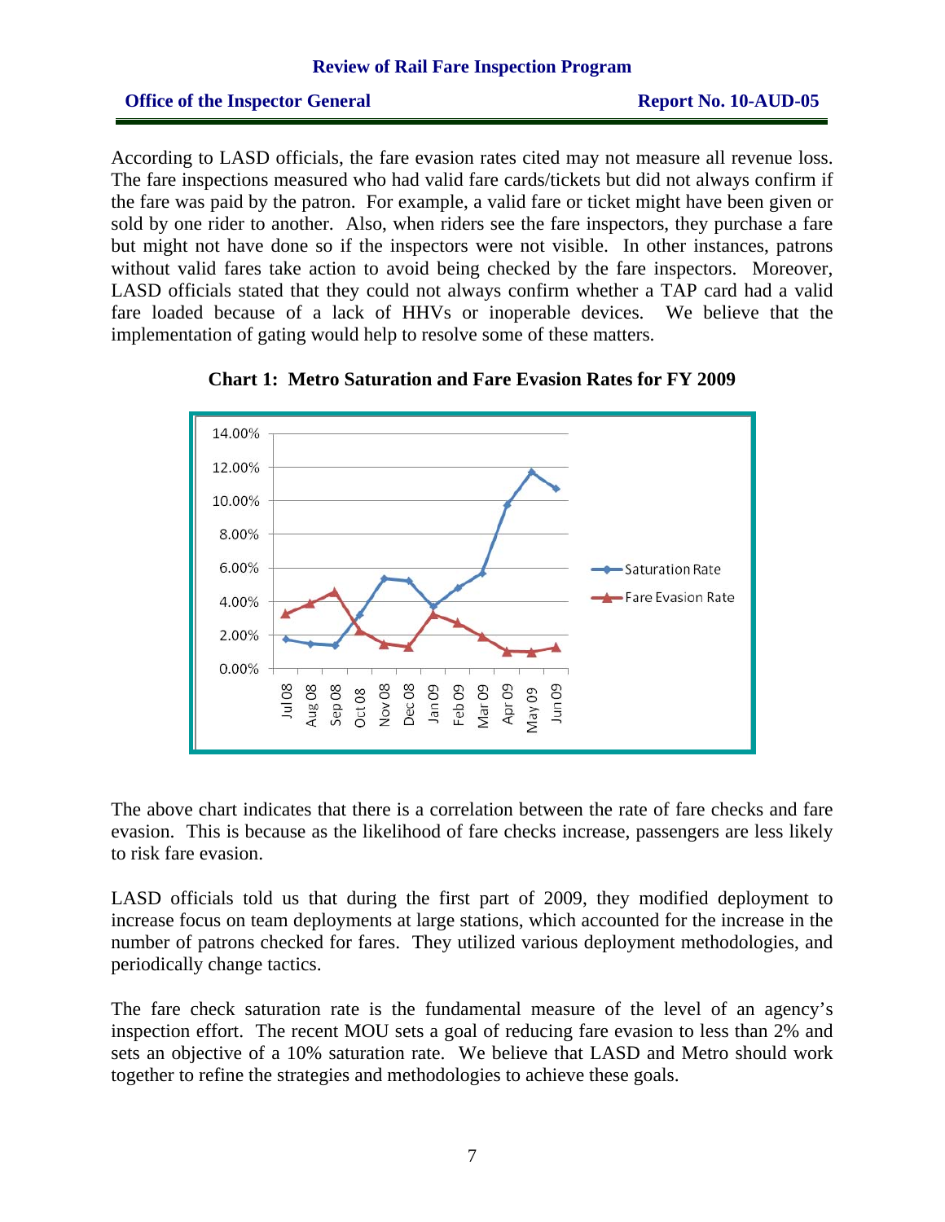According to LASD officials, the fare evasion rates cited may not measure all revenue loss. The fare inspections measured who had valid fare cards/tickets but did not always confirm if the fare was paid by the patron. For example, a valid fare or ticket might have been given or sold by one rider to another. Also, when riders see the fare inspectors, they purchase a fare but might not have done so if the inspectors were not visible. In other instances, patrons without valid fares take action to avoid being checked by the fare inspectors. Moreover, LASD officials stated that they could not always confirm whether a TAP card had a valid fare loaded because of a lack of HHVs or inoperable devices. We believe that the implementation of gating would help to resolve some of these matters.

**Chart 1: Metro Saturation and Fare Evasion Rates for FY 2009**

The above chart indicates that there is a correlation between the rate of fare checks and fare evasion. This is because as the likelihood of fare checks increase, passengers are less likely to risk fare evasion.

LASD officials told us that during the first part of 2009, they modified deployment to increase focus on team deployments at large stations, which accounted for the increase in the number of patrons checked for fares. They utilized various deployment methodologies, and periodically change tactics.

The fare check saturation rate is the fundamental measure of the level of an agency's inspection effort. The recent MOU sets a goal of reducing fare evasion to less than 2% and sets an objective of a 10% saturation rate. We believe that LASD and Metro should work together to refine the strategies and methodologies to achieve these goals.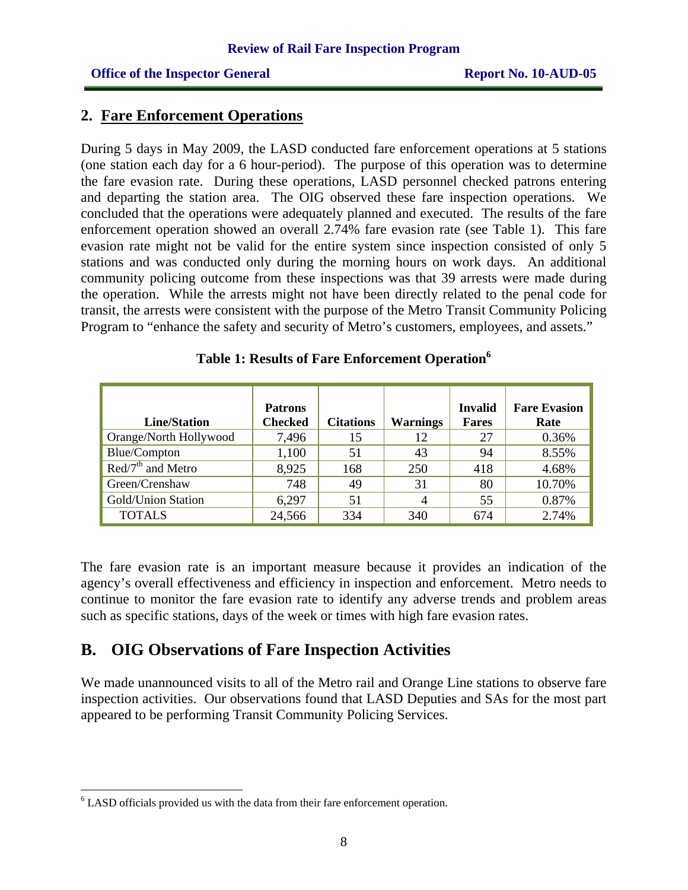## 2. Fare Enforcement Operations

During 5 days in May 2009, the LASD conducted fare enforcement operations at 5 stations (one station each day for a 6 hour-period). The purpose of this operation was to determine the fare evasion rate. During these operations, LASD personnel checked patrons entering and departing the station area. The OIG observed these fare inspection operations. We concluded that the operations were adequately planned and executed. The results of the fare enforcement operation showed an overall 2.74% fare evasion rate (see Table 1). This fare evasion rate might not be valid for the entire system since inspection consisted of only 5 stations and was conducted only during the morning hours on work days. An additional community policing outcome from these inspections was that 39 arrests were made during the operation. While the arrests might not have been directly related to the penal code for transit, the arrests were consistent with the purpose of the Metro Transit Community Policing Program to "enhance the safety and security of Metro's customers, employees, and assets."

**Table 1: Results of Fare Enforcement Operation[6]**

| Line/Station | Patrons Checked | Citations | Warnings | Invalid Fares | Fare Evasion Rate |
|---|---|---|---|---|---|
| Orange/North Hollywood | 7,496 | 15 | 12 | 27 | 0.36% |
| Blue/Compton | 1,100 | 51 | 43 | 94 | 8.55% |
| Red/7th and Metro | 8,925 | 168 | 250 | 418 | 4.68% |
| Green/Crenshaw | 748 | 49 | 31 | 80 | 10.70% |
| Gold/Union Station | 6,297 | 51 | 4 | 55 | 0.87% |
| TOTALS | 24,566 | 334 | 340 | 674 | 2.74% |

The fare evasion rate is an important measure because it provides an indication of the agency's overall effectiveness and efficiency in inspection and enforcement. Metro needs to continue to monitor the fare evasion rate to identify any adverse trends and problem areas such as specific stations, days of the week or times with high fare evasion rates.

## B. OIG Observations of Fare Inspection Activities

We made unannounced visits to all of the Metro rail and Orange Line stations to observe fare inspection activities. Our observations found that LASD Deputies and SAs for the most part appeared to be performing Transit Community Policing Services.

---

[6] LASD officials provided us with the data from their fare enforcement operation.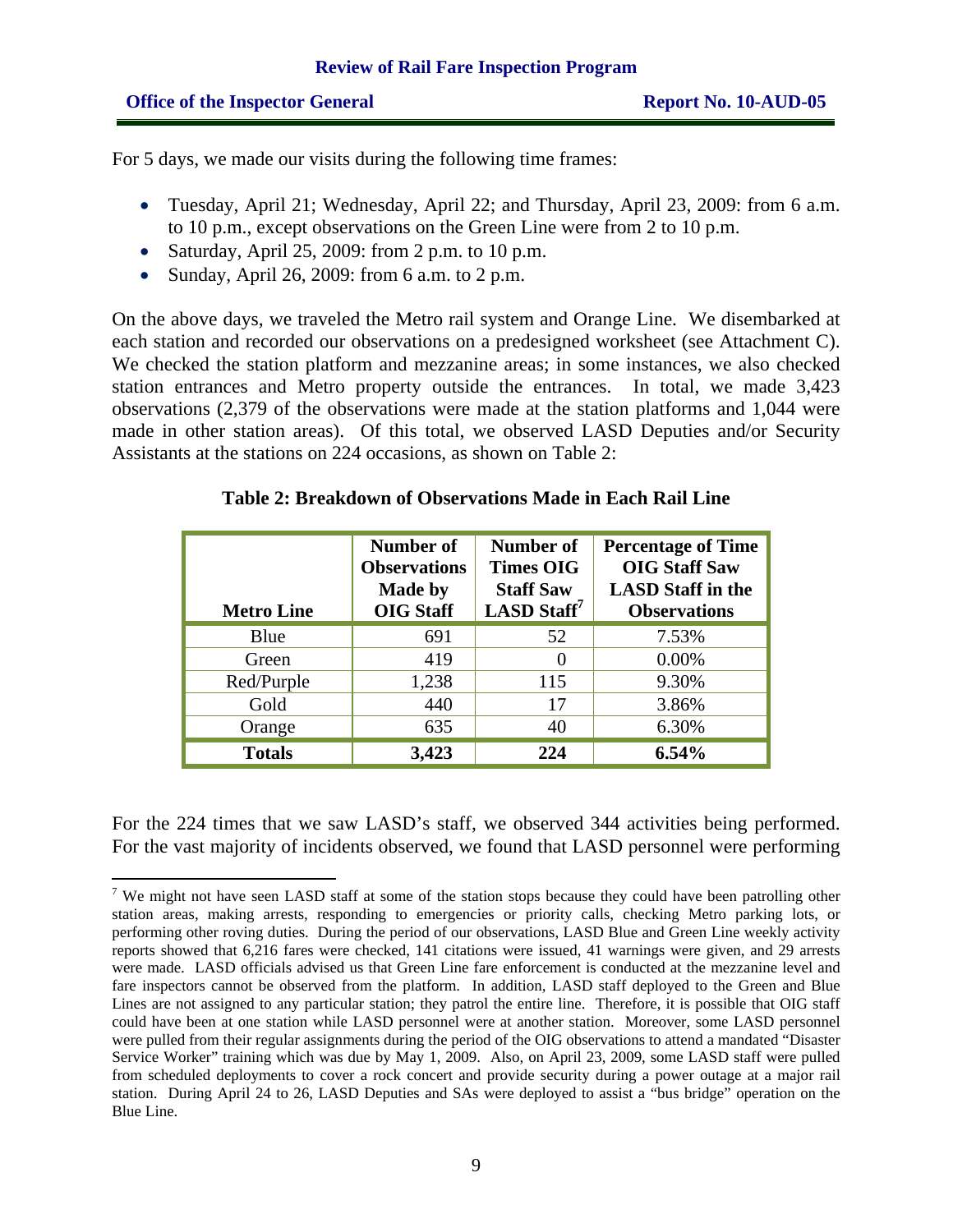For 5 days, we made our visits during the following time frames:

- Tuesday, April 21; Wednesday, April 22; and Thursday, April 23, 2009: from 6 a.m. to 10 p.m., except observations on the Green Line were from 2 to 10 p.m.
- Saturday, April 25, 2009: from 2 p.m. to 10 p.m.
- Sunday, April 26, 2009: from 6 a.m. to 2 p.m.

On the above days, we traveled the Metro rail system and Orange Line. We disembarked at each station and recorded our observations on a predesigned worksheet (see Attachment C). We checked the station platform and mezzanine areas; in some instances, we also checked station entrances and Metro property outside the entrances. In total, we made 3,423 observations (2,379 of the observations were made at the station platforms and 1,044 were made in other station areas). Of this total, we observed LASD Deputies and/or Security Assistants at the stations on 224 occasions, as shown on Table 2:

**Table 2: Breakdown of Observations Made in Each Rail Line**

| Metro Line | Number of Observations Made by OIG Staff | Number of Times OIG Staff Saw LASD Staff[7] | Percentage of Time OIG Staff Saw LASD Staff in the Observations |
|---|---|---|---|
| Blue | 691 | 52 | 7.53% |
| Green | 419 | 0 | 0.00% |
| Red/Purple | 1,238 | 115 | 9.30% |
| Gold | 440 | 17 | 3.86% |
| Orange | 635 | 40 | 6.30% |
| **Totals** | **3,423** | **224** | **6.54%** |

For the 224 times that we saw LASD's staff, we observed 344 activities being performed. For the vast majority of incidents observed, we found that LASD personnel were performing

[7] We might not have seen LASD staff at some of the station stops because they could have been patrolling other station areas, making arrests, responding to emergencies or priority calls, checking Metro parking lots, or performing other roving duties. During the period of our observations, LASD Blue and Green Line weekly activity reports showed that 6,216 fares were checked, 141 citations were issued, 41 warnings were given, and 29 arrests were made. LASD officials advised us that Green Line fare enforcement is conducted at the mezzanine level and fare inspectors cannot be observed from the platform. In addition, LASD staff deployed to the Green and Blue Lines are not assigned to any particular station; they patrol the entire line. Therefore, it is possible that OIG staff could have been at one station while LASD personnel were at another station. Moreover, some LASD personnel were pulled from their regular assignments during the period of the OIG observations to attend a mandated "Disaster Service Worker" training which was due by May 1, 2009. Also, on April 23, 2009, some LASD staff were pulled from scheduled deployments to cover a rock concert and provide security during a power outage at a major rail station. During April 24 to 26, LASD Deputies and SAs were deployed to assist a "bus bridge" operation on the Blue Line.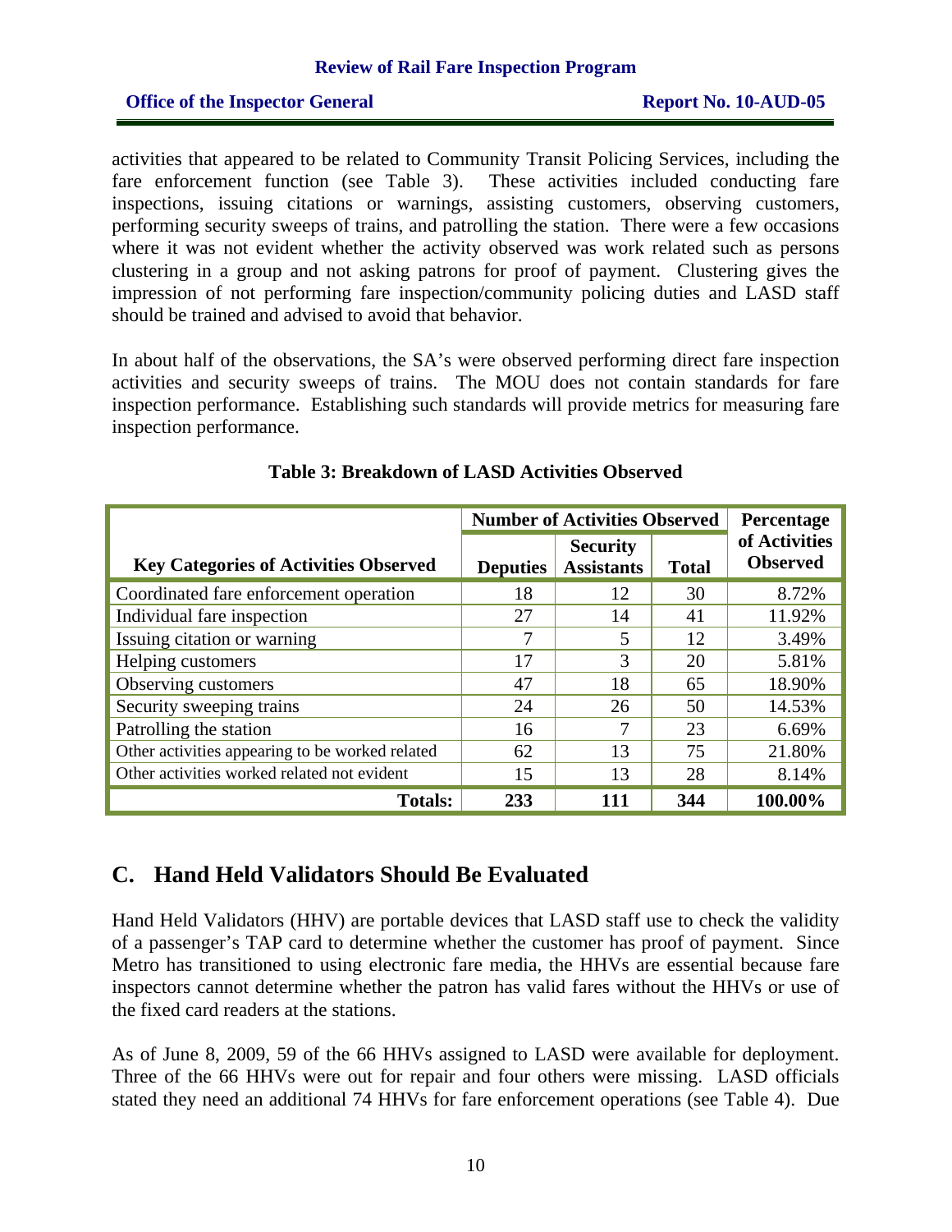activities that appeared to be related to Community Transit Policing Services, including the fare enforcement function (see Table 3). These activities included conducting fare inspections, issuing citations or warnings, assisting customers, observing customers, performing security sweeps of trains, and patrolling the station. There were a few occasions where it was not evident whether the activity observed was work related such as persons clustering in a group and not asking patrons for proof of payment. Clustering gives the impression of not performing fare inspection/community policing duties and LASD staff should be trained and advised to avoid that behavior.

In about half of the observations, the SA's were observed performing direct fare inspection activities and security sweeps of trains. The MOU does not contain standards for fare inspection performance. Establishing such standards will provide metrics for measuring fare inspection performance.

**Table 3: Breakdown of LASD Activities Observed**

| Key Categories of Activities Observed | Number of Activities Observed | | | Percentage of Activities Observed |
|---|---|---|---|---|
| | Deputies | Security Assistants | Total | |
| Coordinated fare enforcement operation | 18 | 12 | 30 | 8.72% |
| Individual fare inspection | 27 | 14 | 41 | 11.92% |
| Issuing citation or warning | 7 | 5 | 12 | 3.49% |
| Helping customers | 17 | 3 | 20 | 5.81% |
| Observing customers | 47 | 18 | 65 | 18.90% |
| Security sweeping trains | 24 | 26 | 50 | 14.53% |
| Patrolling the station | 16 | 7 | 23 | 6.69% |
| Other activities appearing to be worked related | 62 | 13 | 75 | 21.80% |
| Other activities worked related not evident | 15 | 13 | 28 | 8.14% |
| **Totals:** | **233** | **111** | **344** | **100.00%** |

## C. Hand Held Validators Should Be Evaluated

Hand Held Validators (HHV) are portable devices that LASD staff use to check the validity of a passenger's TAP card to determine whether the customer has proof of payment. Since Metro has transitioned to using electronic fare media, the HHVs are essential because fare inspectors cannot determine whether the patron has valid fares without the HHVs or use of the fixed card readers at the stations.

As of June 8, 2009, 59 of the 66 HHVs assigned to LASD were available for deployment. Three of the 66 HHVs were out for repair and four others were missing. LASD officials stated they need an additional 74 HHVs for fare enforcement operations (see Table 4). Due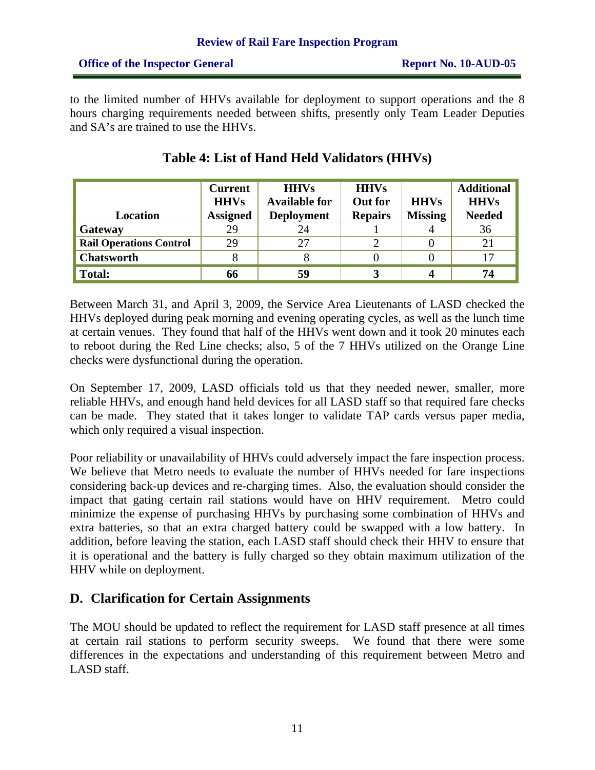to the limited number of HHVs available for deployment to support operations and the 8 hours charging requirements needed between shifts, presently only Team Leader Deputies and SA's are trained to use the HHVs.

**Table 4: List of Hand Held Validators (HHVs)**

| Location | Current HHVs Assigned | HHVs Available for Deployment | HHVs Out for Repairs | HHVs Missing | Additional HHVs Needed |
|---|---|---|---|---|---|
| **Gateway** | 29 | 24 | 1 | 4 | 36 |
| **Rail Operations Control** | 29 | 27 | 2 | 0 | 21 |
| **Chatsworth** | 8 | 8 | 0 | 0 | 17 |
| **Total:** | **66** | **59** | **3** | **4** | **74** |

Between March 31, and April 3, 2009, the Service Area Lieutenants of LASD checked the HHVs deployed during peak morning and evening operating cycles, as well as the lunch time at certain venues. They found that half of the HHVs went down and it took 20 minutes each to reboot during the Red Line checks; also, 5 of the 7 HHVs utilized on the Orange Line checks were dysfunctional during the operation.

On September 17, 2009, LASD officials told us that they needed newer, smaller, more reliable HHVs, and enough hand held devices for all LASD staff so that required fare checks can be made. They stated that it takes longer to validate TAP cards versus paper media, which only required a visual inspection.

Poor reliability or unavailability of HHVs could adversely impact the fare inspection process. We believe that Metro needs to evaluate the number of HHVs needed for fare inspections considering back-up devices and re-charging times. Also, the evaluation should consider the impact that gating certain rail stations would have on HHV requirement. Metro could minimize the expense of purchasing HHVs by purchasing some combination of HHVs and extra batteries, so that an extra charged battery could be swapped with a low battery. In addition, before leaving the station, each LASD staff should check their HHV to ensure that it is operational and the battery is fully charged so they obtain maximum utilization of the HHV while on deployment.

## D. Clarification for Certain Assignments

The MOU should be updated to reflect the requirement for LASD staff presence at all times at certain rail stations to perform security sweeps. We found that there were some differences in the expectations and understanding of this requirement between Metro and LASD staff.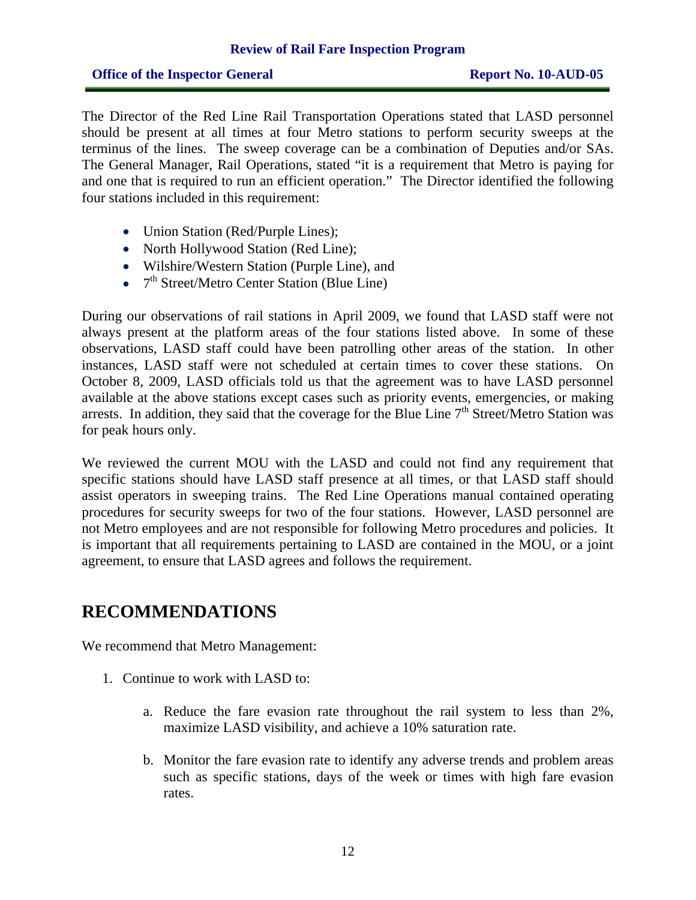The Director of the Red Line Rail Transportation Operations stated that LASD personnel should be present at all times at four Metro stations to perform security sweeps at the terminus of the lines. The sweep coverage can be a combination of Deputies and/or SAs. The General Manager, Rail Operations, stated "it is a requirement that Metro is paying for and one that is required to run an efficient operation." The Director identified the following four stations included in this requirement:

- Union Station (Red/Purple Lines);
- North Hollywood Station (Red Line);
- Wilshire/Western Station (Purple Line), and
- 7th Street/Metro Center Station (Blue Line)

During our observations of rail stations in April 2009, we found that LASD staff were not always present at the platform areas of the four stations listed above. In some of these observations, LASD staff could have been patrolling other areas of the station. In other instances, LASD staff were not scheduled at certain times to cover these stations. On October 8, 2009, LASD officials told us that the agreement was to have LASD personnel available at the above stations except cases such as priority events, emergencies, or making arrests. In addition, they said that the coverage for the Blue Line 7th Street/Metro Station was for peak hours only.

We reviewed the current MOU with the LASD and could not find any requirement that specific stations should have LASD staff presence at all times, or that LASD staff should assist operators in sweeping trains. The Red Line Operations manual contained operating procedures for security sweeps for two of the four stations. However, LASD personnel are not Metro employees and are not responsible for following Metro procedures and policies. It is important that all requirements pertaining to LASD are contained in the MOU, or a joint agreement, to ensure that LASD agrees and follows the requirement.

# RECOMMENDATIONS

We recommend that Metro Management:

1. Continue to work with LASD to:

   a. Reduce the fare evasion rate throughout the rail system to less than 2%, maximize LASD visibility, and achieve a 10% saturation rate.

   b. Monitor the fare evasion rate to identify any adverse trends and problem areas such as specific stations, days of the week or times with high fare evasion rates.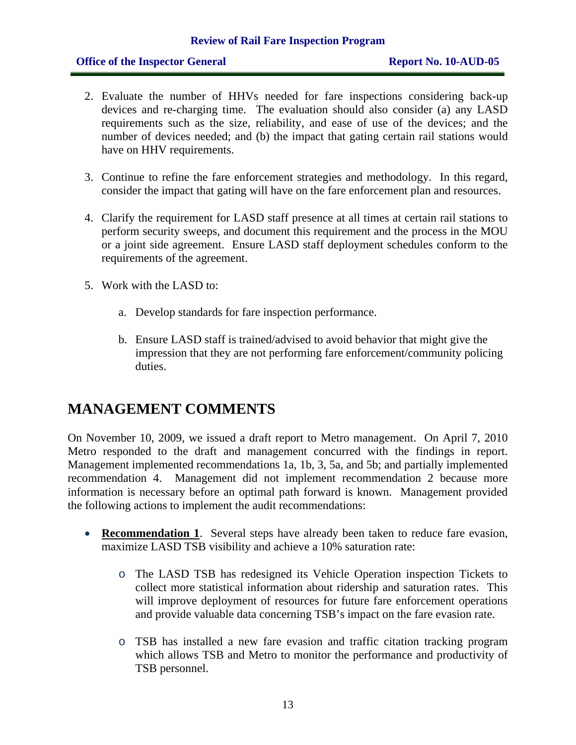2. Evaluate the number of HHVs needed for fare inspections considering back-up devices and re-charging time. The evaluation should also consider (a) any LASD requirements such as the size, reliability, and ease of use of the devices; and the number of devices needed; and (b) the impact that gating certain rail stations would have on HHV requirements.

3. Continue to refine the fare enforcement strategies and methodology. In this regard, consider the impact that gating will have on the fare enforcement plan and resources.

4. Clarify the requirement for LASD staff presence at all times at certain rail stations to perform security sweeps, and document this requirement and the process in the MOU or a joint side agreement. Ensure LASD staff deployment schedules conform to the requirements of the agreement.

5. Work with the LASD to:

   a. Develop standards for fare inspection performance.

   b. Ensure LASD staff is trained/advised to avoid behavior that might give the impression that they are not performing fare enforcement/community policing duties.

## MANAGEMENT COMMENTS

On November 10, 2009, we issued a draft report to Metro management. On April 7, 2010 Metro responded to the draft and management concurred with the findings in report. Management implemented recommendations 1a, 1b, 3, 5a, and 5b; and partially implemented recommendation 4. Management did not implement recommendation 2 because more information is necessary before an optimal path forward is known. Management provided the following actions to implement the audit recommendations:

- **<u>Recommendation 1</u>**. Several steps have already been taken to reduce fare evasion, maximize LASD TSB visibility and achieve a 10% saturation rate:
  - The LASD TSB has redesigned its Vehicle Operation inspection Tickets to collect more statistical information about ridership and saturation rates. This will improve deployment of resources for future fare enforcement operations and provide valuable data concerning TSB's impact on the fare evasion rate.
  - TSB has installed a new fare evasion and traffic citation tracking program which allows TSB and Metro to monitor the performance and productivity of TSB personnel.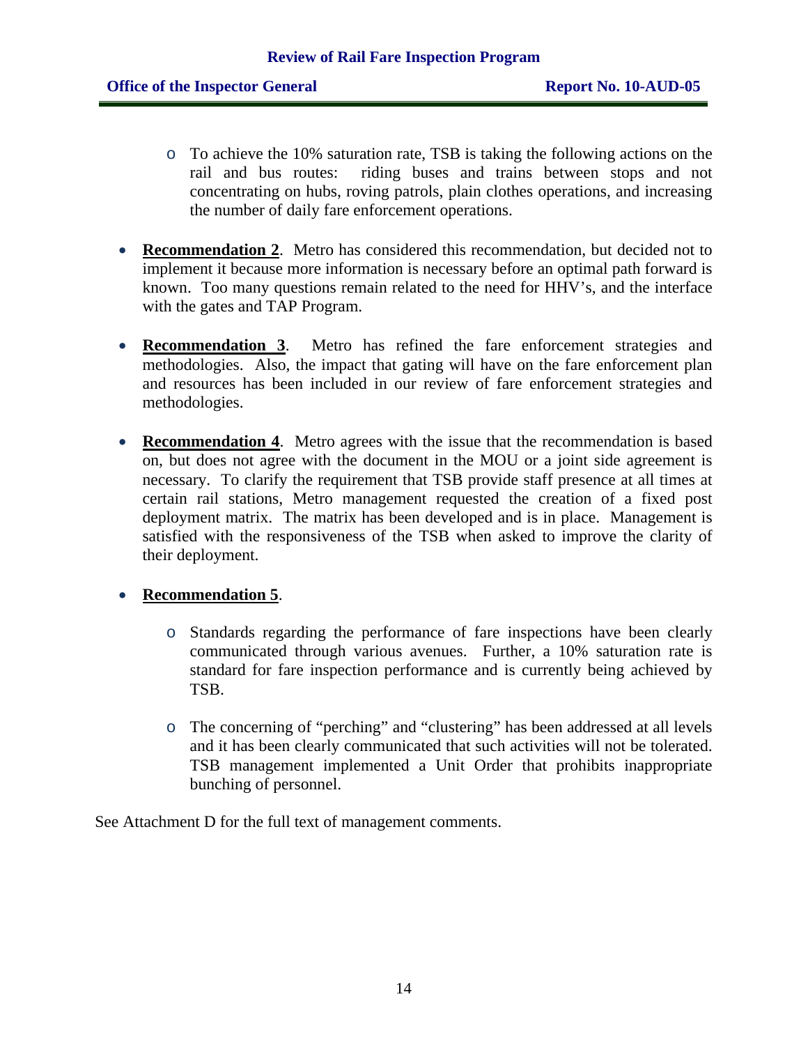- To achieve the 10% saturation rate, TSB is taking the following actions on the rail and bus routes: riding buses and trains between stops and not concentrating on hubs, roving patrols, plain clothes operations, and increasing the number of daily fare enforcement operations.

- **Recommendation 2**. Metro has considered this recommendation, but decided not to implement it because more information is necessary before an optimal path forward is known. Too many questions remain related to the need for HHV's, and the interface with the gates and TAP Program.

- **Recommendation 3**. Metro has refined the fare enforcement strategies and methodologies. Also, the impact that gating will have on the fare enforcement plan and resources has been included in our review of fare enforcement strategies and methodologies.

- **Recommendation 4**. Metro agrees with the issue that the recommendation is based on, but does not agree with the document in the MOU or a joint side agreement is necessary. To clarify the requirement that TSB provide staff presence at all times at certain rail stations, Metro management requested the creation of a fixed post deployment matrix. The matrix has been developed and is in place. Management is satisfied with the responsiveness of the TSB when asked to improve the clarity of their deployment.

- **Recommendation 5**.

  - Standards regarding the performance of fare inspections have been clearly communicated through various avenues. Further, a 10% saturation rate is standard for fare inspection performance and is currently being achieved by TSB.

  - The concerning of "perching" and "clustering" has been addressed at all levels and it has been clearly communicated that such activities will not be tolerated. TSB management implemented a Unit Order that prohibits inappropriate bunching of personnel.

See Attachment D for the full text of management comments.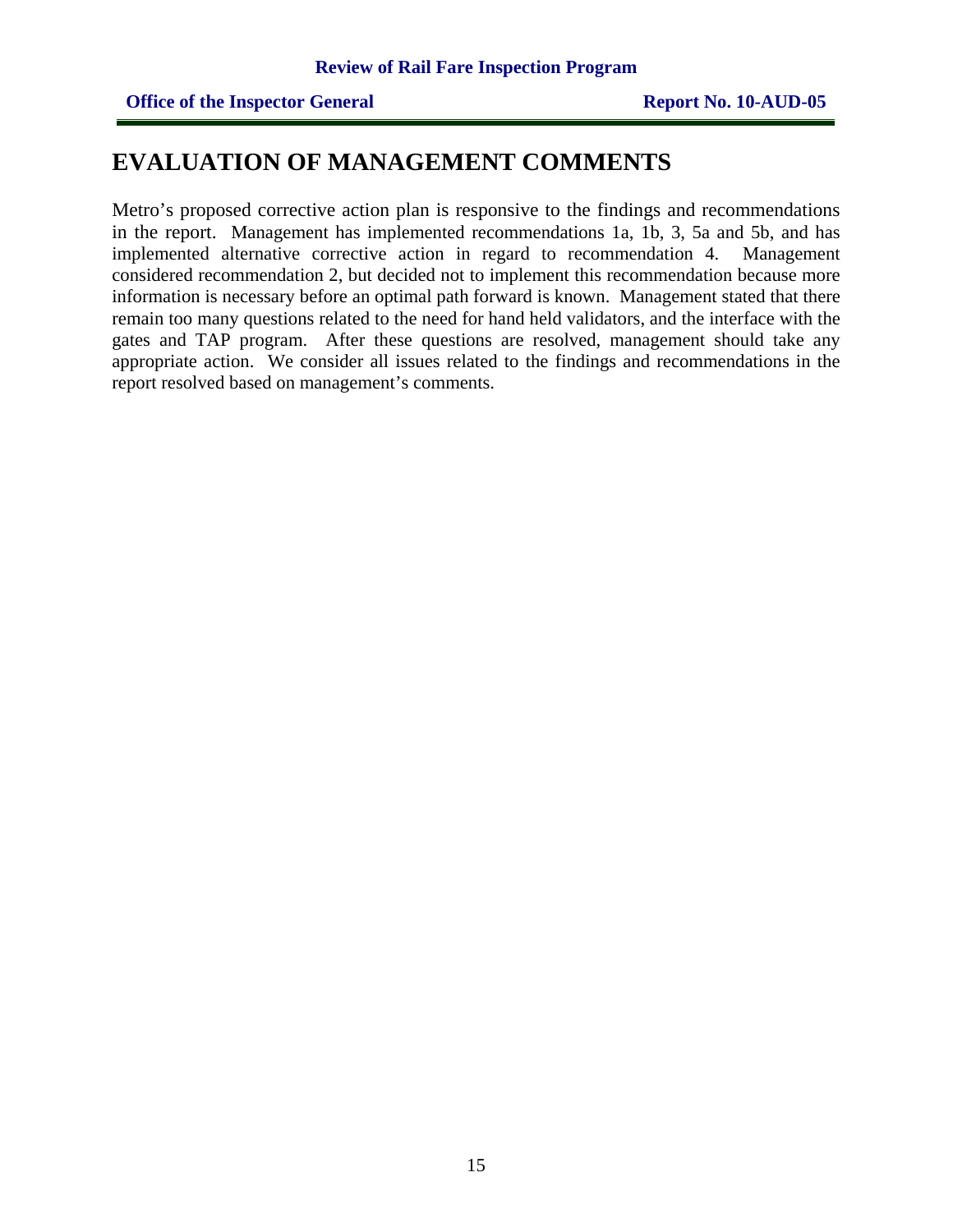# EVALUATION OF MANAGEMENT COMMENTS

Metro's proposed corrective action plan is responsive to the findings and recommendations in the report. Management has implemented recommendations 1a, 1b, 3, 5a and 5b, and has implemented alternative corrective action in regard to recommendation 4. Management considered recommendation 2, but decided not to implement this recommendation because more information is necessary before an optimal path forward is known. Management stated that there remain too many questions related to the need for hand held validators, and the interface with the gates and TAP program. After these questions are resolved, management should take any appropriate action. We consider all issues related to the findings and recommendations in the report resolved based on management's comments.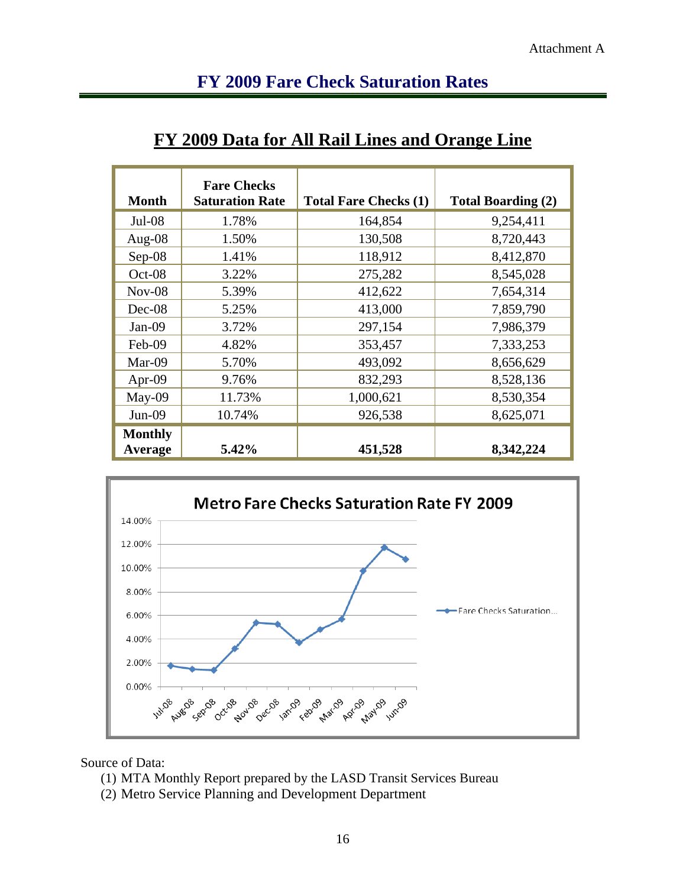Attachment A

# FY 2009 Fare Check Saturation Rates

## FY 2009 Data for All Rail Lines and Orange Line

| Month | Fare Checks Saturation Rate | Total Fare Checks (1) | Total Boarding (2) |
|---|---|---|---|
| Jul-08 | 1.78% | 164,854 | 9,254,411 |
| Aug-08 | 1.50% | 130,508 | 8,720,443 |
| Sep-08 | 1.41% | 118,912 | 8,412,870 |
| Oct-08 | 3.22% | 275,282 | 8,545,028 |
| Nov-08 | 5.39% | 412,622 | 7,654,314 |
| Dec-08 | 5.25% | 413,000 | 7,859,790 |
| Jan-09 | 3.72% | 297,154 | 7,986,379 |
| Feb-09 | 4.82% | 353,457 | 7,333,253 |
| Mar-09 | 5.70% | 493,092 | 8,656,629 |
| Apr-09 | 9.76% | 832,293 | 8,528,136 |
| May-09 | 11.73% | 1,000,621 | 8,530,354 |
| Jun-09 | 10.74% | 926,538 | 8,625,071 |
| **Monthly Average** | **5.42%** | **451,528** | **8,342,224** |

**Metro Fare Checks Saturation Rate FY 2009**

Source of Data:

(1) MTA Monthly Report prepared by the LASD Transit Services Bureau

(2) Metro Service Planning and Development Department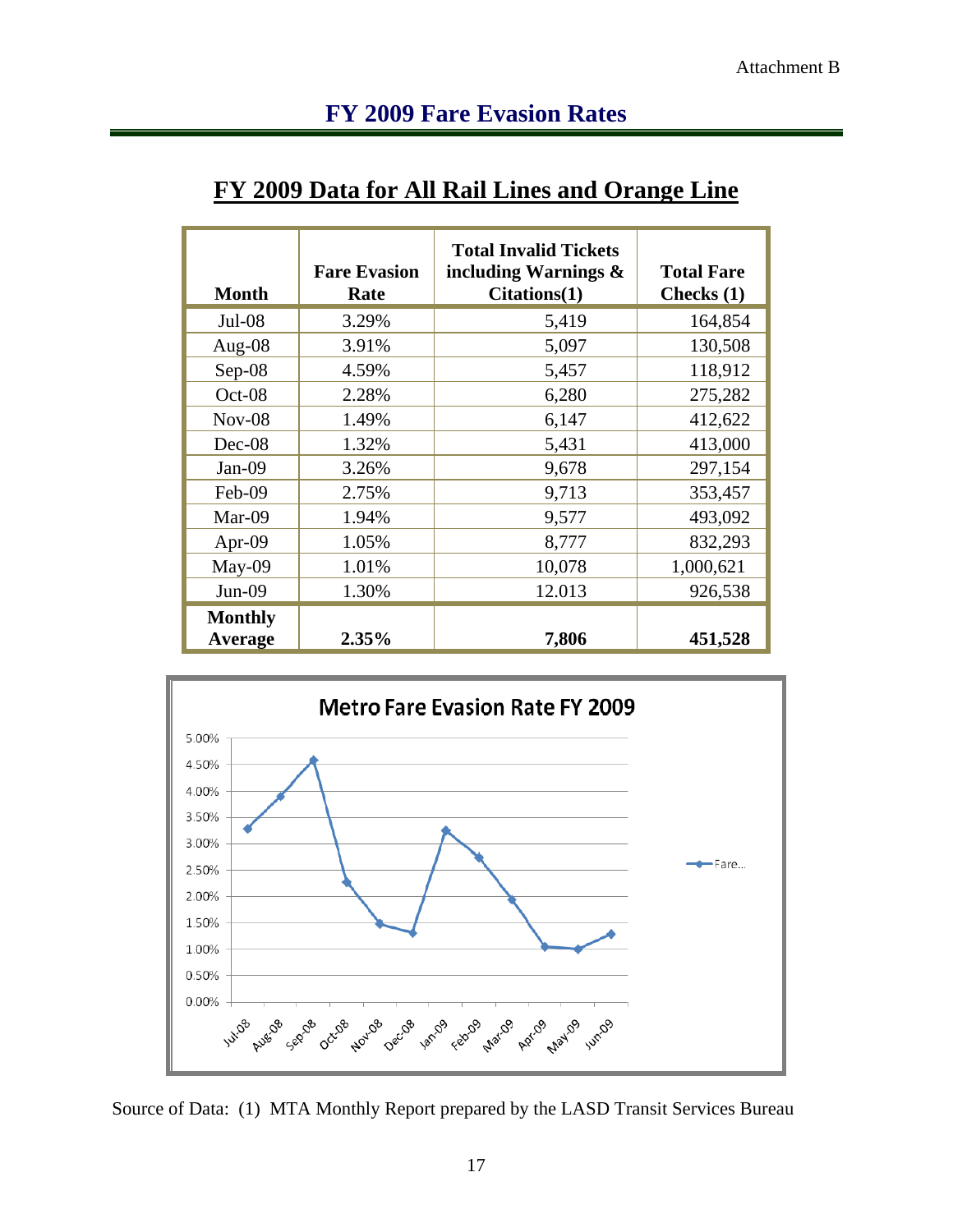Attachment B

# FY 2009 Fare Evasion Rates

## FY 2009 Data for All Rail Lines and Orange Line

| Month | Fare Evasion Rate | Total Invalid Tickets including Warnings & Citations(1) | Total Fare Checks (1) |
|---|---|---|---|
| Jul-08 | 3.29% | 5,419 | 164,854 |
| Aug-08 | 3.91% | 5,097 | 130,508 |
| Sep-08 | 4.59% | 5,457 | 118,912 |
| Oct-08 | 2.28% | 6,280 | 275,282 |
| Nov-08 | 1.49% | 6,147 | 412,622 |
| Dec-08 | 1.32% | 5,431 | 413,000 |
| Jan-09 | 3.26% | 9,678 | 297,154 |
| Feb-09 | 2.75% | 9,713 | 353,457 |
| Mar-09 | 1.94% | 9,577 | 493,092 |
| Apr-09 | 1.05% | 8,777 | 832,293 |
| May-09 | 1.01% | 10,078 | 1,000,621 |
| Jun-09 | 1.30% | 12.013 | 926,538 |
| **Monthly Average** | **2.35%** | **7,806** | **451,528** |

**Metro Fare Evasion Rate FY 2009**

| Month | Fare Evasion Rate |
|---|---|
| Jul-08 | 3.29% |
| Aug-08 | 3.91% |
| Sep-08 | 4.59% |
| Oct-08 | 2.28% |
| Nov-08 | 1.49% |
| Dec-08 | 1.32% |
| Jan-09 | 3.26% |
| Feb-09 | 2.75% |
| Mar-09 | 1.94% |
| Apr-09 | 1.05% |
| May-09 | 1.01% |
| Jun-09 | 1.30% |

Source of Data: (1) MTA Monthly Report prepared by the LASD Transit Services Bureau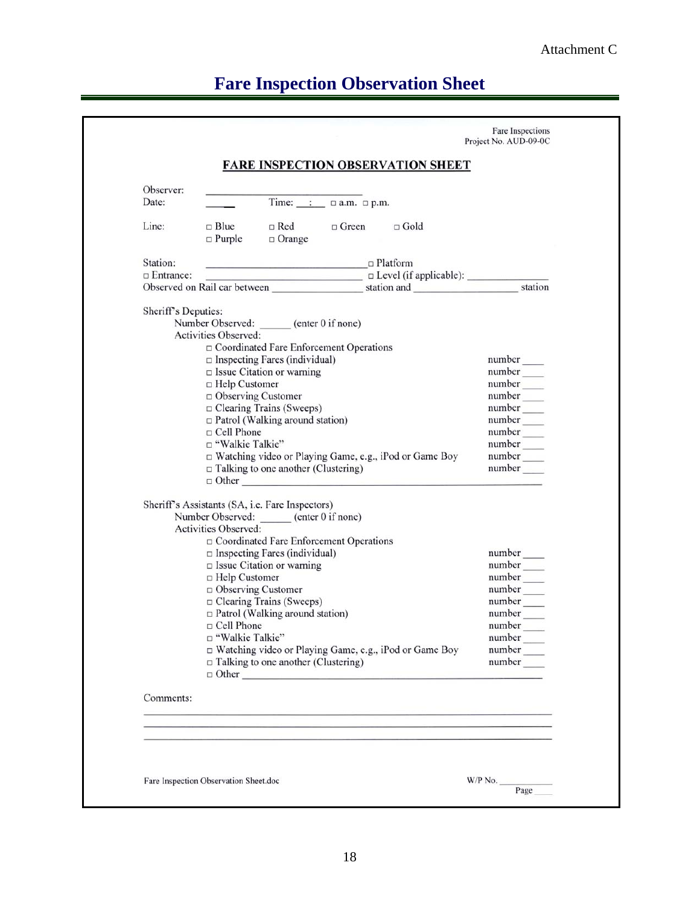Attachment C

# Fare Inspection Observation Sheet

Fare Inspections
Project No. AUD-09-0C

## FARE INSPECTION OBSERVATION SHEET

Observer: ______________________________
Date: ____ Time: __ : __ □ a.m. □ p.m.

Line: □ Blue □ Red □ Green □ Gold
□ Purple □ Orange

Station: ______________________________ □ Platform
□ Entrance: ______________________________ □ Level (if applicable): ______________
Observed on Rail car between ______________ station and ______________ station

Sheriff's Deputies:

Number Observed: ______ (enter 0 if none)

Activities Observed:

- □ Coordinated Fare Enforcement Operations
- □ Inspecting Fares (individual) number ____
- □ Issue Citation or warning number ____
- □ Help Customer number ____
- □ Observing Customer number ____
- □ Clearing Trains (Sweeps) number ____
- □ Patrol (Walking around station) number ____
- □ Cell Phone number ____
- □ "Walkie Talkie" number ____
- □ Watching video or Playing Game, e.g., iPod or Game Boy number ____
- □ Talking to one another (Clustering) number ____
- □ Other ______________________________

Sheriff's Assistants (SA, i.e. Fare Inspectors)

Number Observed: ______ (enter 0 if none)

Activities Observed:

- □ Coordinated Fare Enforcement Operations
- □ Inspecting Fares (individual) number ____
- □ Issue Citation or warning number ____
- □ Help Customer number ____
- □ Observing Customer number ____
- □ Clearing Trains (Sweeps) number ____
- □ Patrol (Walking around station) number ____
- □ Cell Phone number ____
- □ "Walkie Talkie" number ____
- □ Watching video or Playing Game, e.g., iPod or Game Boy number ____
- □ Talking to one another (Clustering) number ____
- □ Other ______________________________

Comments:

______________________________________________________________

______________________________________________________________

______________________________________________________________

Fare Inspection Observation Sheet.doc

W/P No. ________
Page ____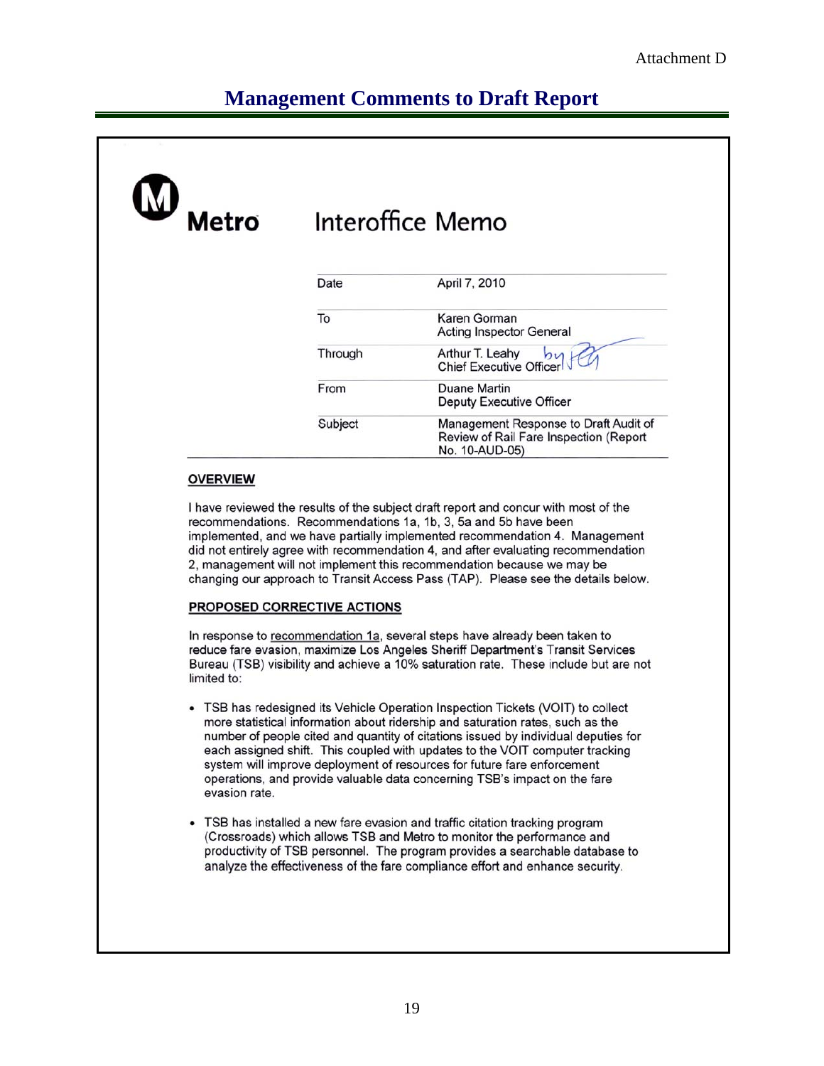Attachment D

# Management Comments to Draft Report

**Metro** Interoffice Memo

| | |
|---|---|
| Date | April 7, 2010 |
| To | Karen Gorman<br>Acting Inspector General |
| Through | Arthur T. Leahy<br>Chief Executive Officer |
| From | Duane Martin<br>Deputy Executive Officer |
| Subject | Management Response to Draft Audit of Review of Rail Fare Inspection (Report No. 10-AUD-05) |

## OVERVIEW

I have reviewed the results of the subject draft report and concur with most of the recommendations. Recommendations 1a, 1b, 3, 5a and 5b have been implemented, and we have partially implemented recommendation 4. Management did not entirely agree with recommendation 4, and after evaluating recommendation 2, management will not implement this recommendation because we may be changing our approach to Transit Access Pass (TAP). Please see the details below.

## PROPOSED CORRECTIVE ACTIONS

In response to recommendation 1a, several steps have already been taken to reduce fare evasion, maximize Los Angeles Sheriff Department's Transit Services Bureau (TSB) visibility and achieve a 10% saturation rate. These include but are not limited to:

- TSB has redesigned its Vehicle Operation Inspection Tickets (VOIT) to collect more statistical information about ridership and saturation rates, such as the number of people cited and quantity of citations issued by individual deputies for each assigned shift. This coupled with updates to the VOIT computer tracking system will improve deployment of resources for future fare enforcement operations, and provide valuable data concerning TSB's impact on the fare evasion rate.
- TSB has installed a new fare evasion and traffic citation tracking program (Crossroads) which allows TSB and Metro to monitor the performance and productivity of TSB personnel. The program provides a searchable database to analyze the effectiveness of the fare compliance effort and enhance security.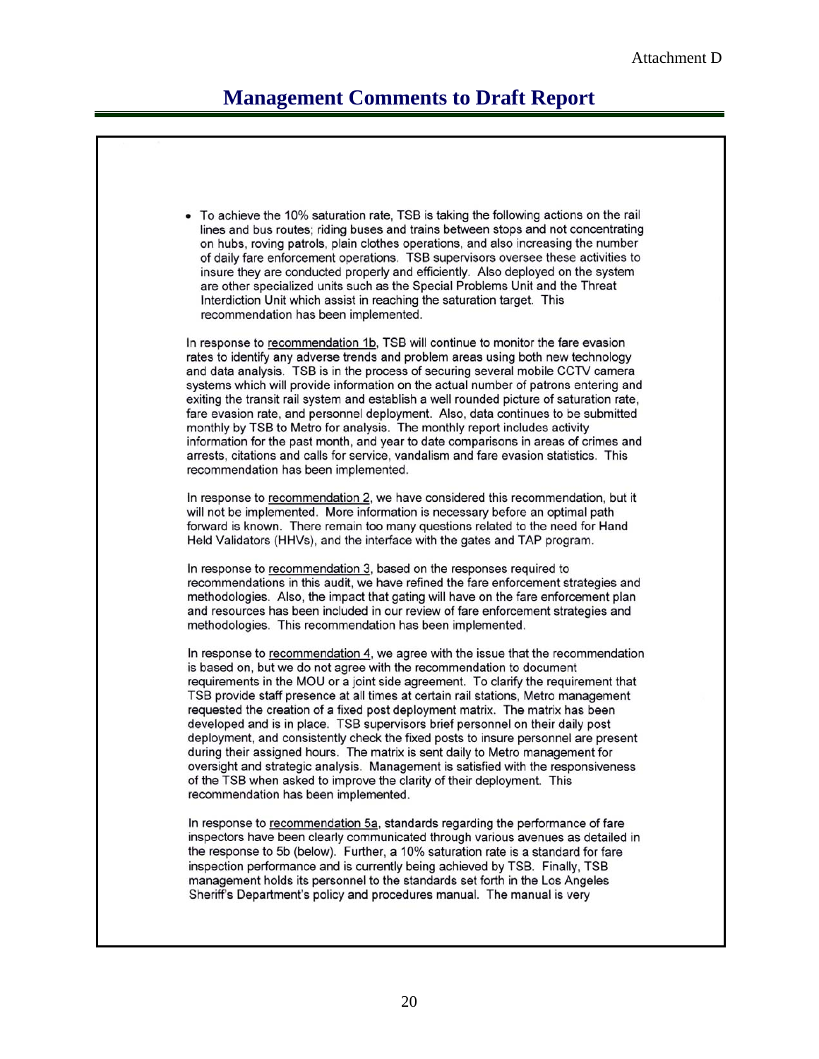Attachment D

# Management Comments to Draft Report

- To achieve the 10% saturation rate, TSB is taking the following actions on the rail lines and bus routes; riding buses and trains between stops and not concentrating on hubs, roving patrols, plain clothes operations, and also increasing the number of daily fare enforcement operations. TSB supervisors oversee these activities to insure they are conducted properly and efficiently. Also deployed on the system are other specialized units such as the Special Problems Unit and the Threat Interdiction Unit which assist in reaching the saturation target. This recommendation has been implemented.

In response to recommendation 1b, TSB will continue to monitor the fare evasion rates to identify any adverse trends and problem areas using both new technology and data analysis. TSB is in the process of securing several mobile CCTV camera systems which will provide information on the actual number of patrons entering and exiting the transit rail system and establish a well rounded picture of saturation rate, fare evasion rate, and personnel deployment. Also, data continues to be submitted monthly by TSB to Metro for analysis. The monthly report includes activity information for the past month, and year to date comparisons in areas of crimes and arrests, citations and calls for service, vandalism and fare evasion statistics. This recommendation has been implemented.

In response to recommendation 2, we have considered this recommendation, but it will not be implemented. More information is necessary before an optimal path forward is known. There remain too many questions related to the need for Hand Held Validators (HHVs), and the interface with the gates and TAP program.

In response to recommendation 3, based on the responses required to recommendations in this audit, we have refined the fare enforcement strategies and methodologies. Also, the impact that gating will have on the fare enforcement plan and resources has been included in our review of fare enforcement strategies and methodologies. This recommendation has been implemented.

In response to recommendation 4, we agree with the issue that the recommendation is based on, but we do not agree with the recommendation to document requirements in the MOU or a joint side agreement. To clarify the requirement that TSB provide staff presence at all times at certain rail stations, Metro management requested the creation of a fixed post deployment matrix. The matrix has been developed and is in place. TSB supervisors brief personnel on their daily post deployment, and consistently check the fixed posts to insure personnel are present during their assigned hours. The matrix is sent daily to Metro management for oversight and strategic analysis. Management is satisfied with the responsiveness of the TSB when asked to improve the clarity of their deployment. This recommendation has been implemented.

In response to recommendation 5a, standards regarding the performance of fare inspectors have been clearly communicated through various avenues as detailed in the response to 5b (below). Further, a 10% saturation rate is a standard for fare inspection performance and is currently being achieved by TSB. Finally, TSB management holds its personnel to the standards set forth in the Los Angeles Sheriff's Department's policy and procedures manual. The manual is very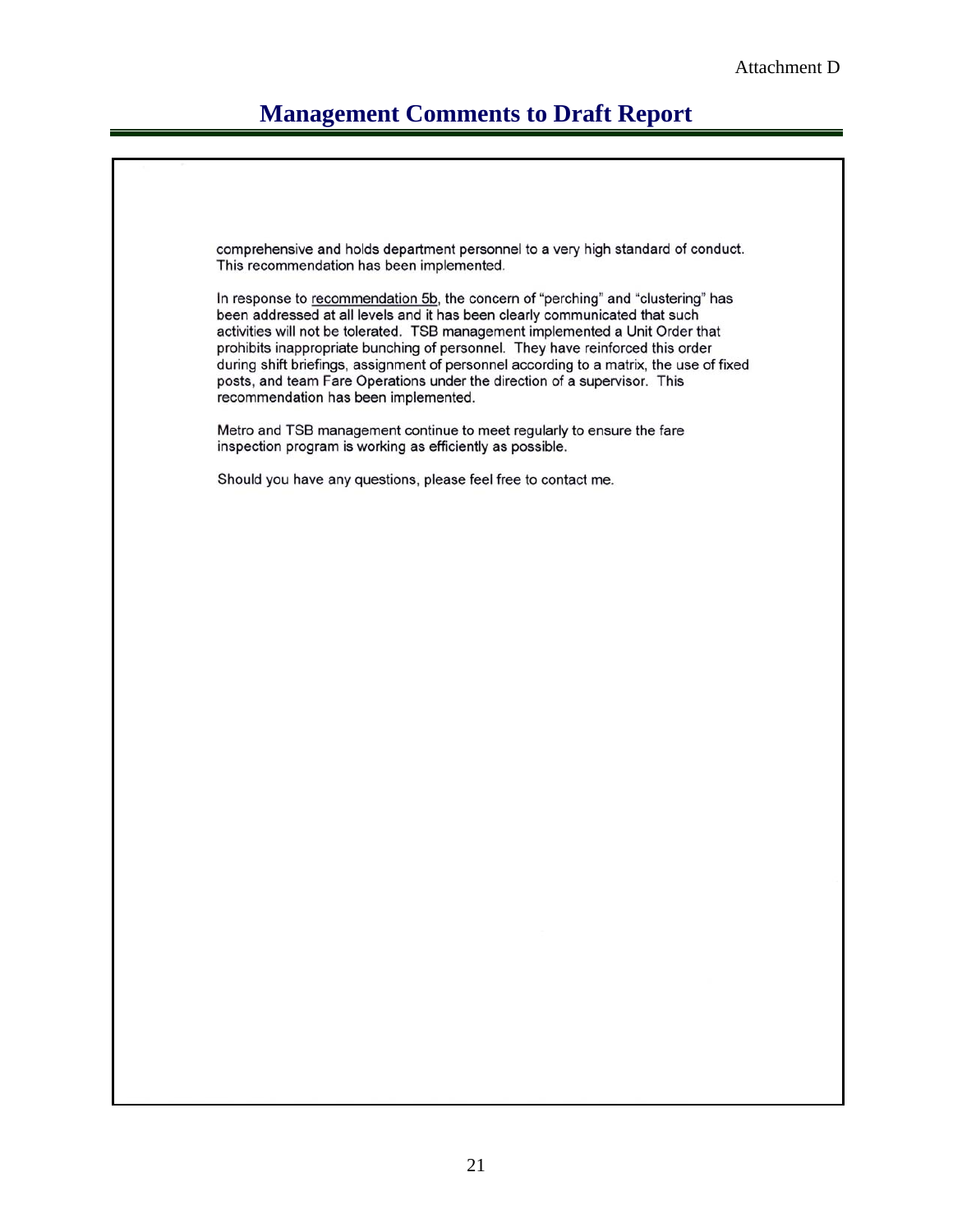Attachment D

# Management Comments to Draft Report

comprehensive and holds department personnel to a very high standard of conduct. This recommendation has been implemented.

In response to recommendation 5b, the concern of "perching" and "clustering" has been addressed at all levels and it has been clearly communicated that such activities will not be tolerated. TSB management implemented a Unit Order that prohibits inappropriate bunching of personnel. They have reinforced this order during shift briefings, assignment of personnel according to a matrix, the use of fixed posts, and team Fare Operations under the direction of a supervisor. This recommendation has been implemented.

Metro and TSB management continue to meet regularly to ensure the fare inspection program is working as efficiently as possible.

Should you have any questions, please feel free to contact me.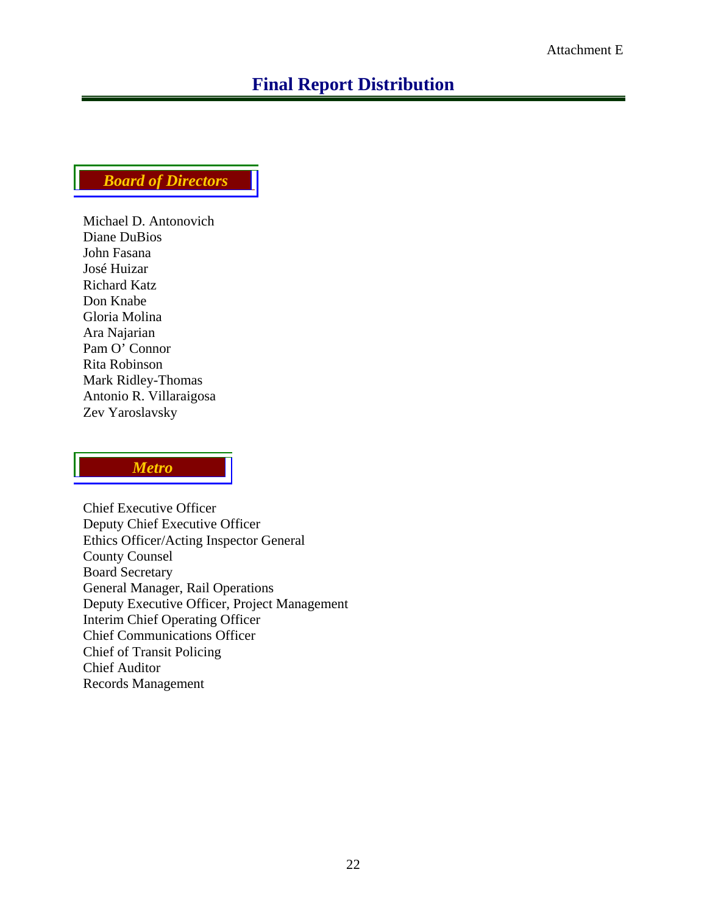Attachment E

# Final Report Distribution

## *Board of Directors*

Michael D. Antonovich
Diane DuBios
John Fasana
José Huizar
Richard Katz
Don Knabe
Gloria Molina
Ara Najarian
Pam O' Connor
Rita Robinson
Mark Ridley-Thomas
Antonio R. Villaraigosa
Zev Yaroslavsky

## *Metro*

Chief Executive Officer
Deputy Chief Executive Officer
Ethics Officer/Acting Inspector General
County Counsel
Board Secretary
General Manager, Rail Operations
Deputy Executive Officer, Project Management
Interim Chief Operating Officer
Chief Communications Officer
Chief of Transit Policing
Chief Auditor
Records Management